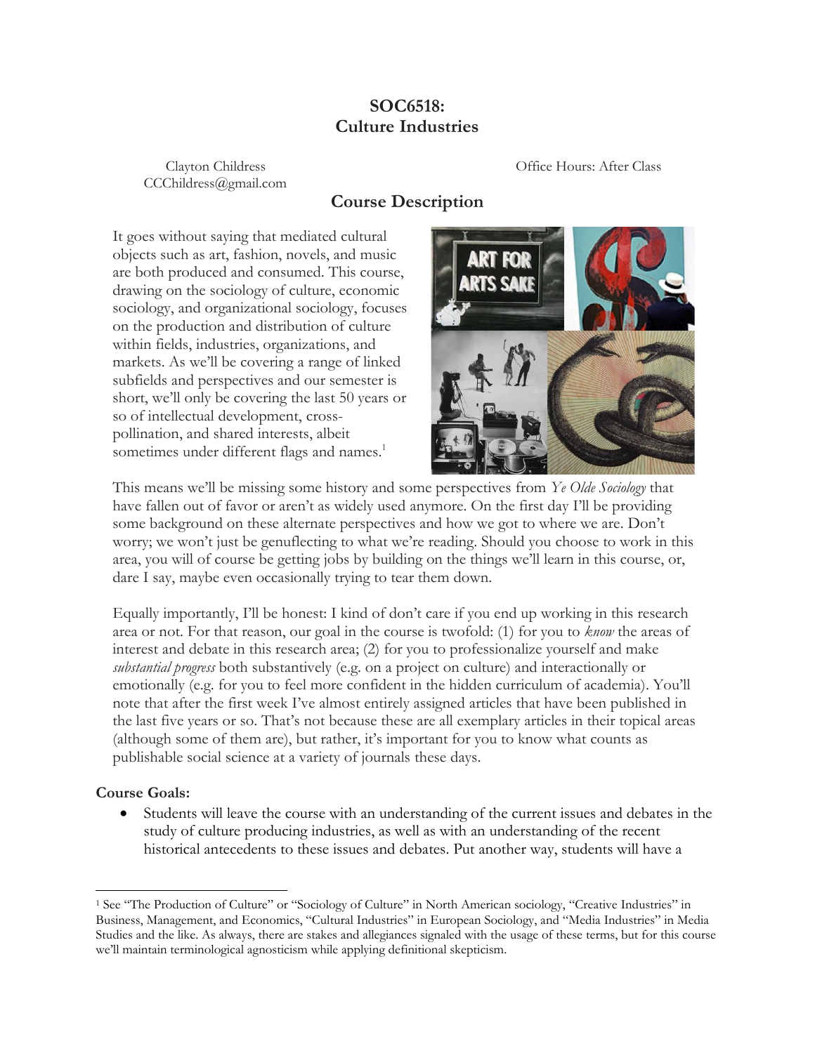# SOC6518: Culture Industries

Clayton Childress
CCChildress@gmail.com

Office Hours: After Class

## Course Description

It goes without saying that mediated cultural objects such as art, fashion, novels, and music are both produced and consumed. This course, drawing on the sociology of culture, economic sociology, and organizational sociology, focuses on the production and distribution of culture within fields, industries, organizations, and markets. As we'll be covering a range of linked subfields and perspectives and our semester is short, we'll only be covering the last 50 years or so of intellectual development, cross-pollination, and shared interests, albeit sometimes under different flags and names.[1]

This means we'll be missing some history and some perspectives from *Ye Olde Sociology* that have fallen out of favor or aren't as widely used anymore. On the first day I'll be providing some background on these alternate perspectives and how we got to where we are. Don't worry; we won't just be genuflecting to what we're reading. Should you choose to work in this area, you will of course be getting jobs by building on the things we'll learn in this course, or, dare I say, maybe even occasionally trying to tear them down.

Equally importantly, I'll be honest: I kind of don't care if you end up working in this research area or not. For that reason, our goal in the course is twofold: (1) for you to *know* the areas of interest and debate in this research area; (2) for you to professionalize yourself and make *substantial progress* both substantively (e.g. on a project on culture) and interactionally or emotionally (e.g. for you to feel more confident in the hidden curriculum of academia). You'll note that after the first week I've almost entirely assigned articles that have been published in the last five years or so. That's not because these are all exemplary articles in their topical areas (although some of them are), but rather, it's important for you to know what counts as publishable social science at a variety of journals these days.

**Course Goals:**

- Students will leave the course with an understanding of the current issues and debates in the study of culture producing industries, as well as with an understanding of the recent historical antecedents to these issues and debates. Put another way, students will have a

[1] See "The Production of Culture" or "Sociology of Culture" in North American sociology, "Creative Industries" in Business, Management, and Economics, "Cultural Industries" in European Sociology, and "Media Industries" in Media Studies and the like. As always, there are stakes and allegiances signaled with the usage of these terms, but for this course we'll maintain terminological agnosticism while applying definitional skepticism.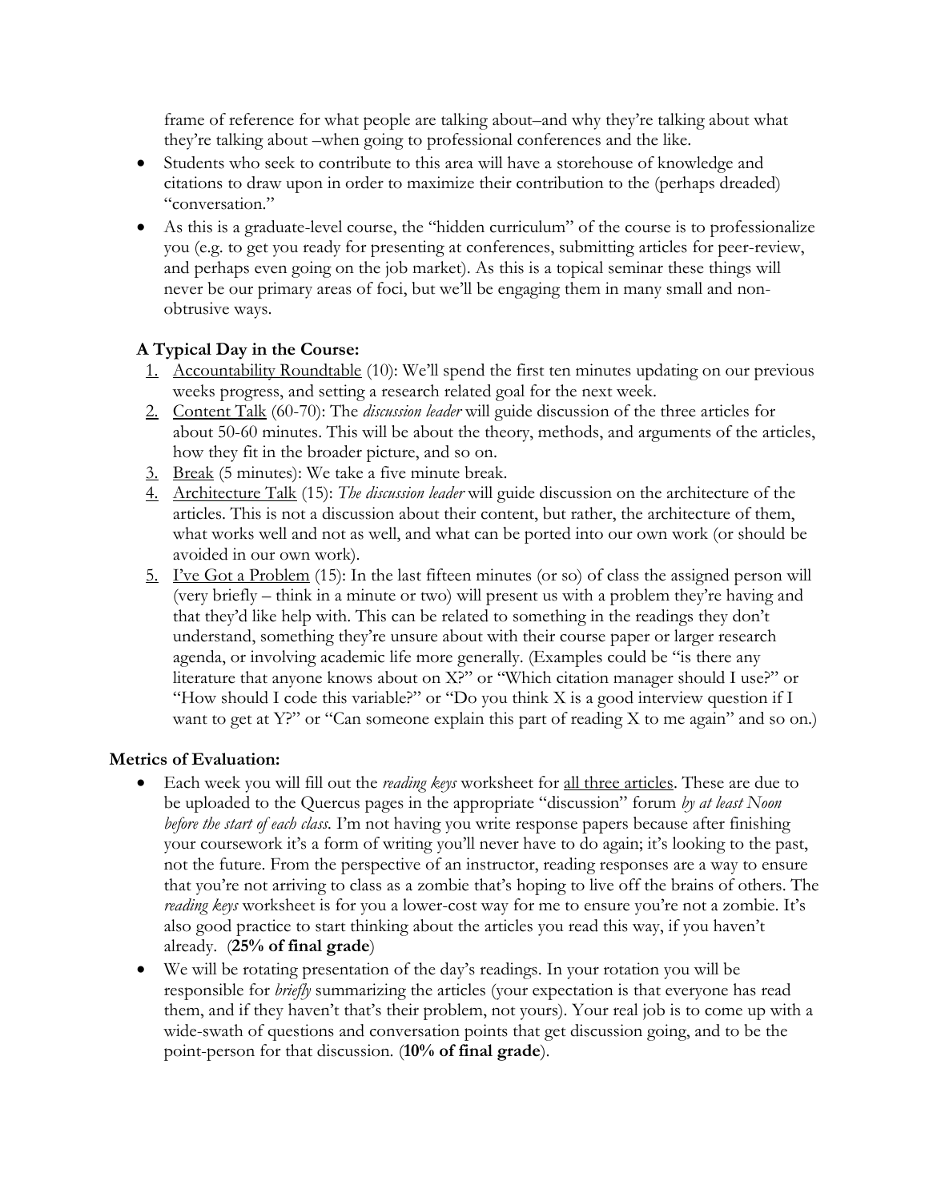frame of reference for what people are talking about–and why they're talking about what they're talking about –when going to professional conferences and the like.

- Students who seek to contribute to this area will have a storehouse of knowledge and citations to draw upon in order to maximize their contribution to the (perhaps dreaded) "conversation."
- As this is a graduate-level course, the "hidden curriculum" of the course is to professionalize you (e.g. to get you ready for presenting at conferences, submitting articles for peer-review, and perhaps even going on the job market). As this is a topical seminar these things will never be our primary areas of foci, but we'll be engaging them in many small and non-obtrusive ways.

### A Typical Day in the Course:

1. <u>Accountability Roundtable</u> (10): We'll spend the first ten minutes updating on our previous weeks progress, and setting a research related goal for the next week.
2. <u>Content Talk</u> (60-70): The *discussion leader* will guide discussion of the three articles for about 50-60 minutes. This will be about the theory, methods, and arguments of the articles, how they fit in the broader picture, and so on.
3. <u>Break</u> (5 minutes): We take a five minute break.
4. <u>Architecture Talk</u> (15): *The discussion leader* will guide discussion on the architecture of the articles. This is not a discussion about their content, but rather, the architecture of them, what works well and not as well, and what can be ported into our own work (or should be avoided in our own work).
5. <u>I've Got a Problem</u> (15): In the last fifteen minutes (or so) of class the assigned person will (very briefly – think in a minute or two) will present us with a problem they're having and that they'd like help with. This can be related to something in the readings they don't understand, something they're unsure about with their course paper or larger research agenda, or involving academic life more generally. (Examples could be "is there any literature that anyone knows about on X?" or "Which citation manager should I use?" or "How should I code this variable?" or "Do you think X is a good interview question if I want to get at Y?" or "Can someone explain this part of reading X to me again" and so on.)

### Metrics of Evaluation:

- Each week you will fill out the *reading keys* worksheet for <u>all three articles</u>. These are due to be uploaded to the Quercus pages in the appropriate "discussion" forum *by at least Noon before the start of each class.* I'm not having you write response papers because after finishing your coursework it's a form of writing you'll never have to do again; it's looking to the past, not the future. From the perspective of an instructor, reading responses are a way to ensure that you're not arriving to class as a zombie that's hoping to live off the brains of others. The *reading keys* worksheet is for you a lower-cost way for me to ensure you're not a zombie. It's also good practice to start thinking about the articles you read this way, if you haven't already. (**25% of final grade**)
- We will be rotating presentation of the day's readings. In your rotation you will be responsible for *briefly* summarizing the articles (your expectation is that everyone has read them, and if they haven't that's their problem, not yours). Your real job is to come up with a wide-swath of questions and conversation points that get discussion going, and to be the point-person for that discussion. (**10% of final grade**).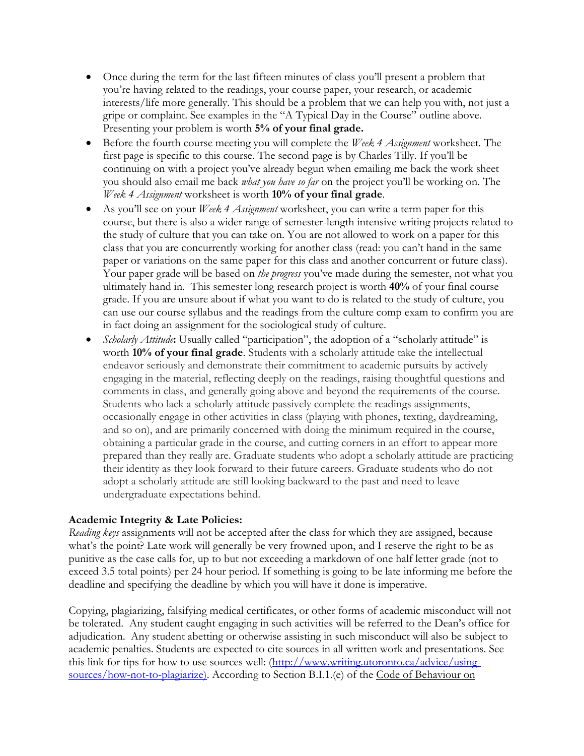- Once during the term for the last fifteen minutes of class you'll present a problem that you're having related to the readings, your course paper, your research, or academic interests/life more generally. This should be a problem that we can help you with, not just a gripe or complaint. See examples in the "A Typical Day in the Course" outline above. Presenting your problem is worth **5% of your final grade.**
- Before the fourth course meeting you will complete the *Week 4 Assignment* worksheet. The first page is specific to this course. The second page is by Charles Tilly. If you'll be continuing on with a project you've already begun when emailing me back the work sheet you should also email me back *what you have so far* on the project you'll be working on. The *Week 4 Assignment* worksheet is worth **10% of your final grade**.
- As you'll see on your *Week 4 Assignment* worksheet, you can write a term paper for this course, but there is also a wider range of semester-length intensive writing projects related to the study of culture that you can take on. You are not allowed to work on a paper for this class that you are concurrently working for another class (read: you can't hand in the same paper or variations on the same paper for this class and another concurrent or future class). Your paper grade will be based on *the progress* you've made during the semester, not what you ultimately hand in. This semester long research project is worth **40%** of your final course grade. If you are unsure about if what you want to do is related to the study of culture, you can use our course syllabus and the readings from the culture comp exam to confirm you are in fact doing an assignment for the sociological study of culture.
- *Scholarly Attitude***:** Usually called "participation", the adoption of a "scholarly attitude" is worth **10% of your final grade**. Students with a scholarly attitude take the intellectual endeavor seriously and demonstrate their commitment to academic pursuits by actively engaging in the material, reflecting deeply on the readings, raising thoughtful questions and comments in class, and generally going above and beyond the requirements of the course. Students who lack a scholarly attitude passively complete the readings assignments, occasionally engage in other activities in class (playing with phones, texting, daydreaming, and so on), and are primarily concerned with doing the minimum required in the course, obtaining a particular grade in the course, and cutting corners in an effort to appear more prepared than they really are. Graduate students who adopt a scholarly attitude are practicing their identity as they look forward to their future careers. Graduate students who do not adopt a scholarly attitude are still looking backward to the past and need to leave undergraduate expectations behind.

**Academic Integrity & Late Policies:**

*Reading keys* assignments will not be accepted after the class for which they are assigned, because what's the point? Late work will generally be very frowned upon, and I reserve the right to be as punitive as the case calls for, up to but not exceeding a markdown of one half letter grade (not to exceed 3.5 total points) per 24 hour period. If something is going to be late informing me before the deadline and specifying the deadline by which you will have it done is imperative.

Copying, plagiarizing, falsifying medical certificates, or other forms of academic misconduct will not be tolerated. Any student caught engaging in such activities will be referred to the Dean's office for adjudication. Any student abetting or otherwise assisting in such misconduct will also be subject to academic penalties. Students are expected to cite sources in all written work and presentations. See this link for tips for how to use sources well: (http://www.writing.utoronto.ca/advice/using-sources/how-not-to-plagiarize). According to Section B.I.1.(e) of the Code of Behaviour on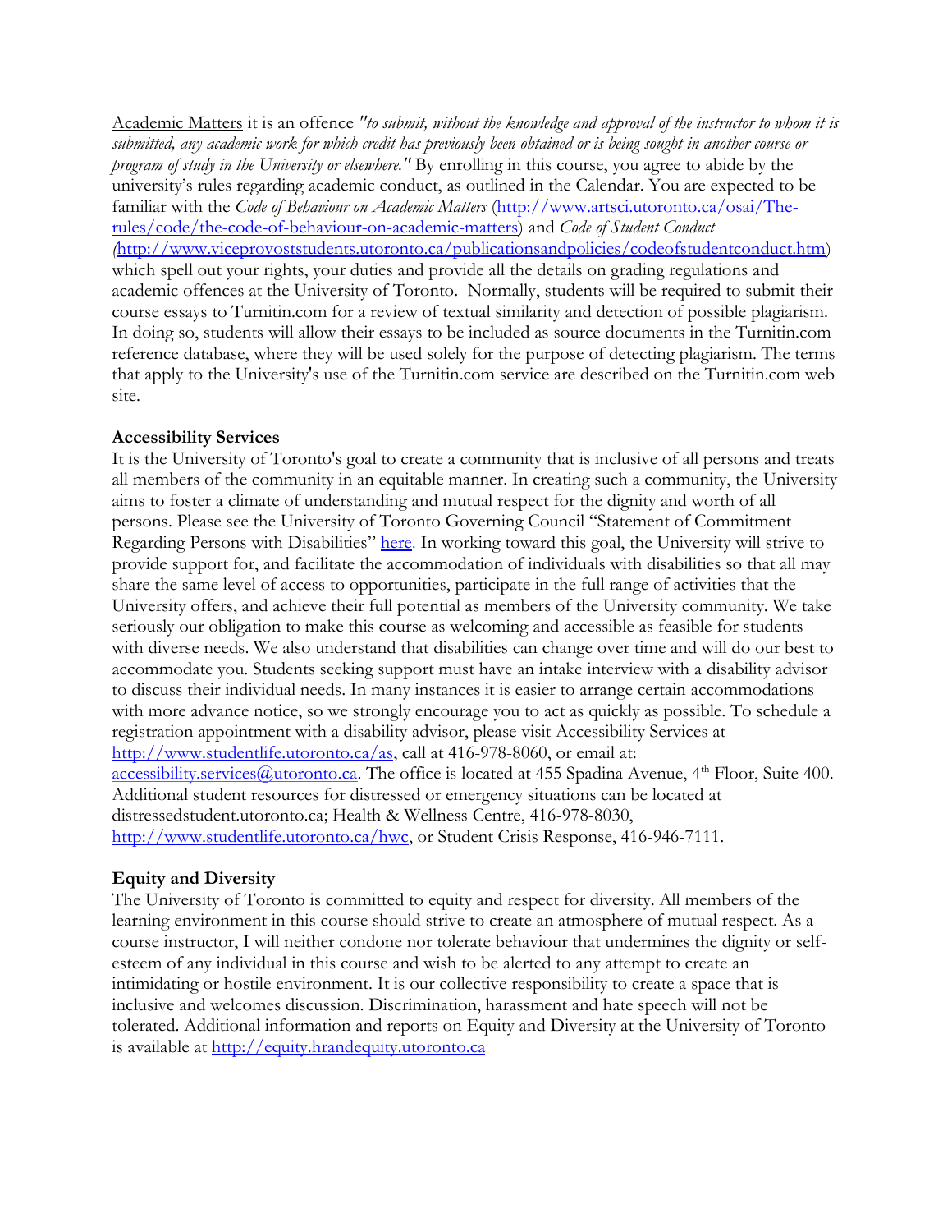Academic Matters it is an offence *"to submit, without the knowledge and approval of the instructor to whom it is submitted, any academic work for which credit has previously been obtained or is being sought in another course or program of study in the University or elsewhere."* By enrolling in this course, you agree to abide by the university's rules regarding academic conduct, as outlined in the Calendar. You are expected to be familiar with the *Code of Behaviour on Academic Matters* (http://www.artsci.utoronto.ca/osai/The-rules/code/the-code-of-behaviour-on-academic-matters) and *Code of Student Conduct* (http://www.viceprovoststudents.utoronto.ca/publicationsandpolicies/codeofstudentconduct.htm) which spell out your rights, your duties and provide all the details on grading regulations and academic offences at the University of Toronto. Normally, students will be required to submit their course essays to Turnitin.com for a review of textual similarity and detection of possible plagiarism. In doing so, students will allow their essays to be included as source documents in the Turnitin.com reference database, where they will be used solely for the purpose of detecting plagiarism. The terms that apply to the University's use of the Turnitin.com service are described on the Turnitin.com web site.

**Accessibility Services**

It is the University of Toronto's goal to create a community that is inclusive of all persons and treats all members of the community in an equitable manner. In creating such a community, the University aims to foster a climate of understanding and mutual respect for the dignity and worth of all persons. Please see the University of Toronto Governing Council "Statement of Commitment Regarding Persons with Disabilities" here. In working toward this goal, the University will strive to provide support for, and facilitate the accommodation of individuals with disabilities so that all may share the same level of access to opportunities, participate in the full range of activities that the University offers, and achieve their full potential as members of the University community. We take seriously our obligation to make this course as welcoming and accessible as feasible for students with diverse needs. We also understand that disabilities can change over time and will do our best to accommodate you. Students seeking support must have an intake interview with a disability advisor to discuss their individual needs. In many instances it is easier to arrange certain accommodations with more advance notice, so we strongly encourage you to act as quickly as possible. To schedule a registration appointment with a disability advisor, please visit Accessibility Services at http://www.studentlife.utoronto.ca/as, call at 416-978-8060, or email at: accessibility.services@utoronto.ca. The office is located at 455 Spadina Avenue, 4th Floor, Suite 400. Additional student resources for distressed or emergency situations can be located at distressedstudent.utoronto.ca; Health & Wellness Centre, 416-978-8030, http://www.studentlife.utoronto.ca/hwc, or Student Crisis Response, 416-946-7111.

**Equity and Diversity**

The University of Toronto is committed to equity and respect for diversity. All members of the learning environment in this course should strive to create an atmosphere of mutual respect. As a course instructor, I will neither condone nor tolerate behaviour that undermines the dignity or self-esteem of any individual in this course and wish to be alerted to any attempt to create an intimidating or hostile environment. It is our collective responsibility to create a space that is inclusive and welcomes discussion. Discrimination, harassment and hate speech will not be tolerated. Additional information and reports on Equity and Diversity at the University of Toronto is available at http://equity.hrandequity.utoronto.ca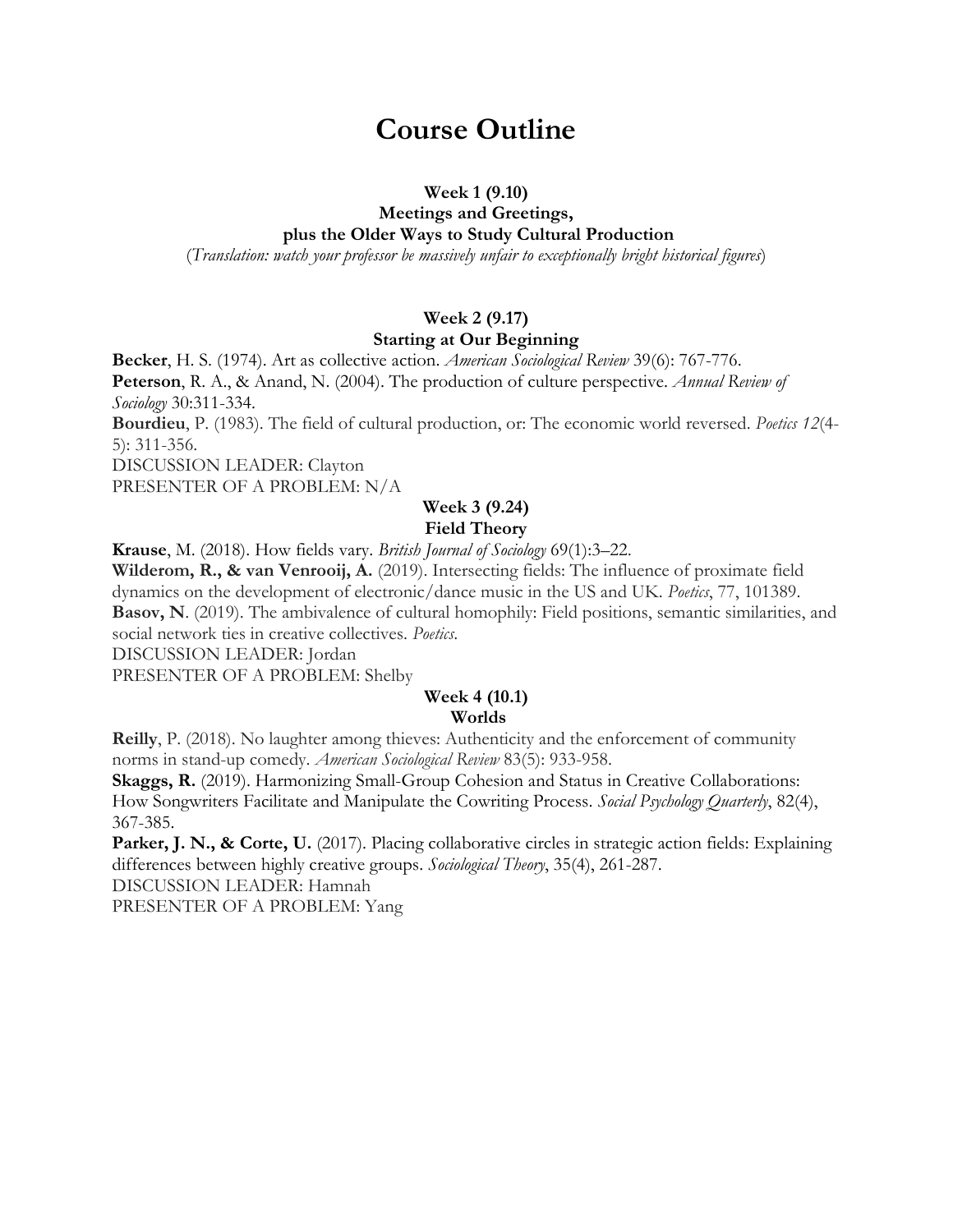# Course Outline

### Week 1 (9.10)
### Meetings and Greetings, plus the Older Ways to Study Cultural Production

(*Translation: watch your professor be massively unfair to exceptionally bright historical figures*)

### Week 2 (9.17)
### Starting at Our Beginning

**Becker**, H. S. (1974). Art as collective action. *American Sociological Review* 39(6): 767-776.
**Peterson**, R. A., & Anand, N. (2004). The production of culture perspective. *Annual Review of Sociology* 30:311-334.
**Bourdieu**, P. (1983). The field of cultural production, or: The economic world reversed. *Poetics 12*(4-5): 311-356.
DISCUSSION LEADER: Clayton
PRESENTER OF A PROBLEM: N/A

### Week 3 (9.24)
### Field Theory

**Krause**, M. (2018). How fields vary. *British Journal of Sociology* 69(1):3–22.
**Wilderom, R., & van Venrooij, A.** (2019). Intersecting fields: The influence of proximate field dynamics on the development of electronic/dance music in the US and UK. *Poetics*, 77, 101389.
**Basov, N**. (2019). The ambivalence of cultural homophily: Field positions, semantic similarities, and social network ties in creative collectives. *Poetics*.
DISCUSSION LEADER: Jordan
PRESENTER OF A PROBLEM: Shelby

### Week 4 (10.1)
### Worlds

**Reilly**, P. (2018). No laughter among thieves: Authenticity and the enforcement of community norms in stand-up comedy. *American Sociological Review* 83(5): 933-958.
**Skaggs, R.** (2019). Harmonizing Small-Group Cohesion and Status in Creative Collaborations: How Songwriters Facilitate and Manipulate the Cowriting Process. *Social Psychology Quarterly*, 82(4), 367-385.
**Parker, J. N., & Corte, U.** (2017). Placing collaborative circles in strategic action fields: Explaining differences between highly creative groups. *Sociological Theory*, 35(4), 261-287.
DISCUSSION LEADER: Hamnah
PRESENTER OF A PROBLEM: Yang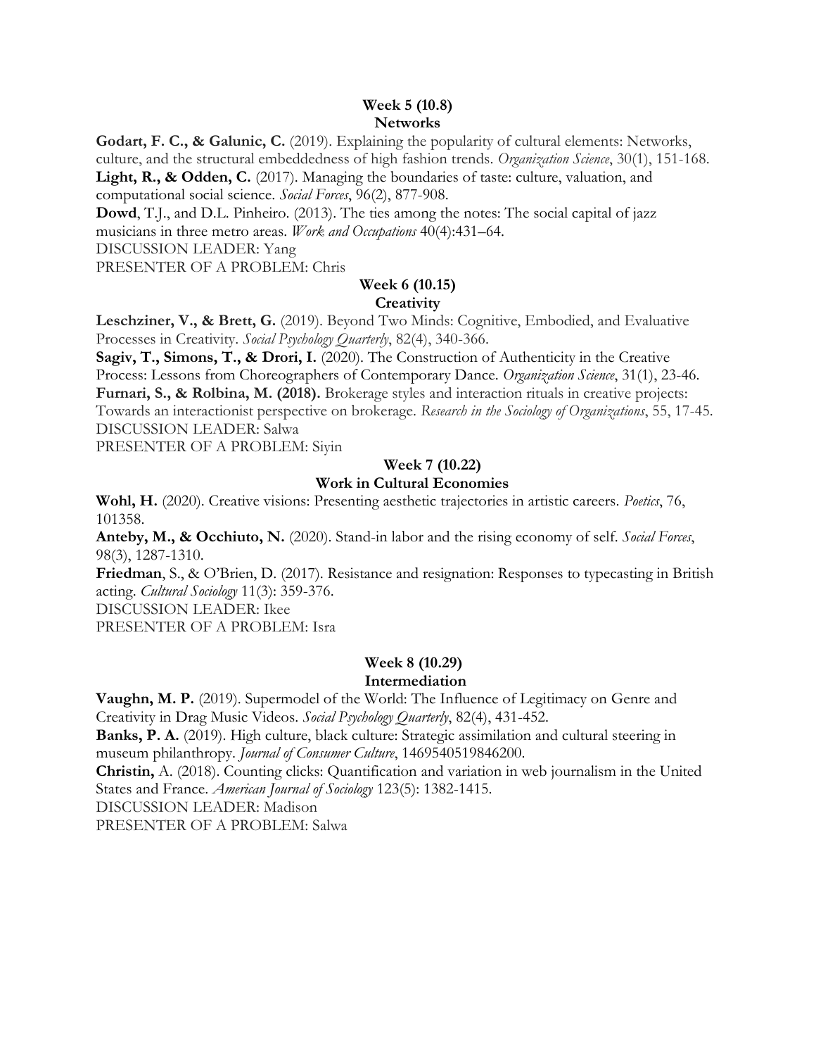### Week 5 (10.8)
### Networks

**Godart, F. C., & Galunic, C.** (2019). Explaining the popularity of cultural elements: Networks, culture, and the structural embeddedness of high fashion trends. *Organization Science*, 30(1), 151-168.
**Light, R., & Odden, C.** (2017). Managing the boundaries of taste: culture, valuation, and computational social science. *Social Forces*, 96(2), 877-908.
**Dowd**, T.J., and D.L. Pinheiro. (2013). The ties among the notes: The social capital of jazz musicians in three metro areas. *Work and Occupations* 40(4):431–64.
DISCUSSION LEADER: Yang
PRESENTER OF A PROBLEM: Chris

### Week 6 (10.15)
### Creativity

**Leschziner, V., & Brett, G.** (2019). Beyond Two Minds: Cognitive, Embodied, and Evaluative Processes in Creativity. *Social Psychology Quarterly*, 82(4), 340-366.
**Sagiv, T., Simons, T., & Drori, I.** (2020). The Construction of Authenticity in the Creative Process: Lessons from Choreographers of Contemporary Dance. *Organization Science*, 31(1), 23-46.
**Furnari, S., & Rolbina, M. (2018).** Brokerage styles and interaction rituals in creative projects: Towards an interactionist perspective on brokerage. *Research in the Sociology of Organizations*, 55, 17-45.
DISCUSSION LEADER: Salwa
PRESENTER OF A PROBLEM: Siyin

### Week 7 (10.22)
### Work in Cultural Economies

**Wohl, H.** (2020). Creative visions: Presenting aesthetic trajectories in artistic careers. *Poetics*, 76, 101358.
**Anteby, M., & Occhiuto, N.** (2020). Stand-in labor and the rising economy of self. *Social Forces*, 98(3), 1287-1310.
**Friedman**, S., & O'Brien, D. (2017). Resistance and resignation: Responses to typecasting in British acting. *Cultural Sociology* 11(3): 359-376.
DISCUSSION LEADER: Ikee
PRESENTER OF A PROBLEM: Isra

### Week 8 (10.29)
### Intermediation

**Vaughn, M. P.** (2019). Supermodel of the World: The Influence of Legitimacy on Genre and Creativity in Drag Music Videos. *Social Psychology Quarterly*, 82(4), 431-452.
**Banks, P. A.** (2019). High culture, black culture: Strategic assimilation and cultural steering in museum philanthropy. *Journal of Consumer Culture*, 1469540519846200.
**Christin,** A. (2018). Counting clicks: Quantification and variation in web journalism in the United States and France. *American Journal of Sociology* 123(5): 1382-1415.
DISCUSSION LEADER: Madison
PRESENTER OF A PROBLEM: Salwa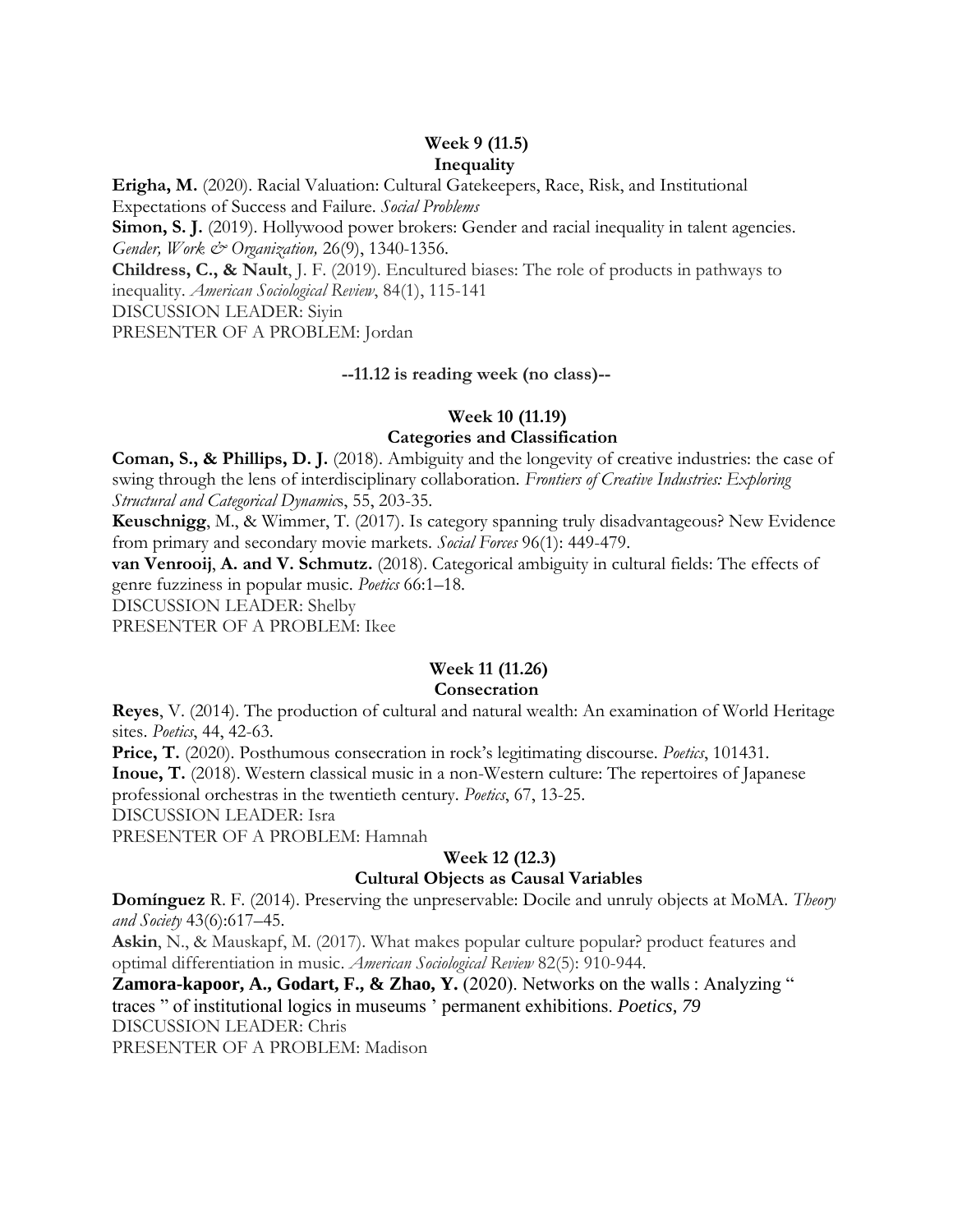### Week 9 (11.5)
### Inequality

**Erigha, M.** (2020). Racial Valuation: Cultural Gatekeepers, Race, Risk, and Institutional Expectations of Success and Failure. *Social Problems*

**Simon, S. J.** (2019). Hollywood power brokers: Gender and racial inequality in talent agencies. *Gender, Work & Organization,* 26(9), 1340-1356.

**Childress, C., & Nault**, J. F. (2019). Encultured biases: The role of products in pathways to inequality. *American Sociological Review*, 84(1), 115-141

DISCUSSION LEADER: Siyin

PRESENTER OF A PROBLEM: Jordan

**--11.12 is reading week (no class)--**

### Week 10 (11.19)
### Categories and Classification

**Coman, S., & Phillips, D. J.** (2018). Ambiguity and the longevity of creative industries: the case of swing through the lens of interdisciplinary collaboration. *Frontiers of Creative Industries: Exploring Structural and Categorical Dynamics*, 55, 203-35.

**Keuschnigg**, M., & Wimmer, T. (2017). Is category spanning truly disadvantageous? New Evidence from primary and secondary movie markets. *Social Forces* 96(1): 449-479.

**van Venrooij**, **A. and V. Schmutz.** (2018). Categorical ambiguity in cultural fields: The effects of genre fuzziness in popular music. *Poetics* 66:1–18.

DISCUSSION LEADER: Shelby

PRESENTER OF A PROBLEM: Ikee

### Week 11 (11.26)
### Consecration

**Reyes**, V. (2014). The production of cultural and natural wealth: An examination of World Heritage sites. *Poetics*, 44, 42-63.

**Price, T.** (2020). Posthumous consecration in rock's legitimating discourse. *Poetics*, 101431.

**Inoue, T.** (2018). Western classical music in a non-Western culture: The repertoires of Japanese professional orchestras in the twentieth century. *Poetics*, 67, 13-25.

DISCUSSION LEADER: Isra

PRESENTER OF A PROBLEM: Hamnah

### Week 12 (12.3)
### Cultural Objects as Causal Variables

**Domínguez** R. F. (2014). Preserving the unpreservable: Docile and unruly objects at MoMA. *Theory and Society* 43(6):617–45.

**Askin**, N., & Mauskapf, M. (2017). What makes popular culture popular? product features and optimal differentiation in music. *American Sociological Review* 82(5): 910-944.

**Zamora-kapoor, A., Godart, F., & Zhao, Y.** (2020). Networks on the walls : Analyzing " traces " of institutional logics in museums ' permanent exhibitions. *Poetics, 79*

DISCUSSION LEADER: Chris

PRESENTER OF A PROBLEM: Madison